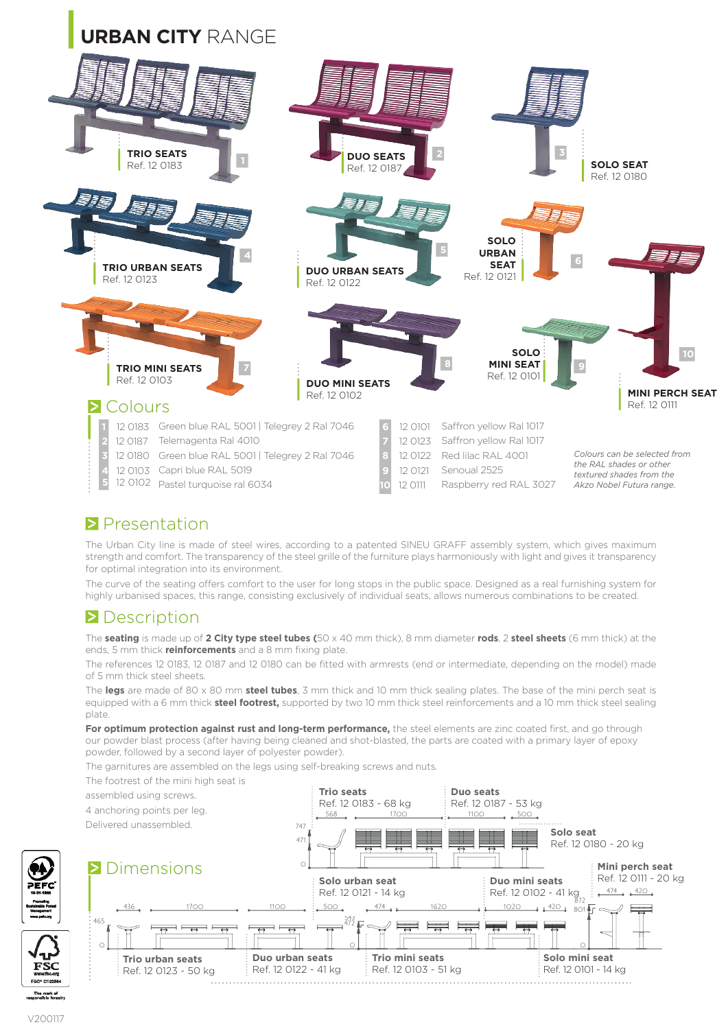# URBAN CITY RANGE

**TRIO SEATS**
Ref. 12 0183 — 1

**DUO SEATS**
Ref. 12 0187 — 2

**SOLO SEAT**
Ref. 12 0180 — 3

**TRIO URBAN SEATS**
Ref. 12 0123 — 4

**DUO URBAN SEATS**
Ref. 12 0122 — 5

**SOLO URBAN SEAT**
Ref. 12 0121 — 6

**TRIO MINI SEATS**
Ref. 12 0103 — 7

**DUO MINI SEATS**
Ref. 12 0102 — 8

**SOLO MINI SEAT**
Ref. 12 0101 — 9

**MINI PERCH SEAT**
Ref. 12 0111 — 10

## Colours

| No. | Ref. | Colour |
|---|---|---|
| 1 | 12 0183 | Green blue RAL 5001 \| Telegrey 2 Ral 7046 |
| 2 | 12 0187 | Telemagenta Ral 4010 |
| 3 | 12 0180 | Green blue RAL 5001 \| Telegrey 2 Ral 7046 |
| 4 | 12 0103 | Capri blue RAL 5019 |
| 5 | 12 0102 | Pastel turquoise ral 6034 |
| 6 | 12 0101 | Saffron yellow Ral 1017 |
| 7 | 12 0123 | Saffron yellow Ral 1017 |
| 8 | 12 0122 | Red lilac RAL 4001 |
| 9 | 12 0121 | Senoual 2525 |
| 10 | 12 0111 | Raspberry red RAL 3027 |

*Colours can be selected from the RAL shades or other textured shades from the Akzo Nobel Futura range.*

## Presentation

The Urban City line is made of steel wires, according to a patented SINEU GRAFF assembly system, which gives maximum strength and comfort. The transparency of the steel grille of the furniture plays harmoniously with light and gives it transparency for optimal integration into its environment.

The curve of the seating offers comfort to the user for long stops in the public space. Designed as a real furnishing system for highly urbanised spaces, this range, consisting exclusively of individual seats, allows numerous combinations to be created.

## Description

The **seating** is made up of **2 City type steel tubes (**50 x 40 mm thick), 8 mm diameter **rods**, 2 **steel sheets** (6 mm thick) at the ends, 5 mm thick **reinforcements** and a 8 mm fixing plate.

The references 12 0183, 12 0187 and 12 0180 can be fitted with armrests (end or intermediate, depending on the model) made of 5 mm thick steel sheets.

The **legs** are made of 80 x 80 mm **steel tubes**, 3 mm thick and 10 mm thick sealing plates. The base of the mini perch seat is equipped with a 6 mm thick **steel footrest,** supported by two 10 mm thick steel reinforcements and a 10 mm thick steel sealing plate.

**For optimum protection against rust and long-term performance,** the steel elements are zinc coated first, and go through our powder blast process (after having being cleaned and shot-blasted, the parts are coated with a primary layer of epoxy powder, followed by a second layer of polyester powder).

The garnitures are assembled on the legs using self-breaking screws and nuts.

The footrest of the mini high seat is assembled using screws.

4 anchoring points per leg.

Delivered unassembled.

## Dimensions

- Trio seats — Ref. 12 0183 - 68 kg
- Duo seats — Ref. 12 0187 - 53 kg
- Solo seat — Ref. 12 0180 - 20 kg
- Mini perch seat — Ref. 12 0111 - 20 kg
- Solo urban seat — Ref. 12 0121 - 14 kg
- Duo mini seats — Ref. 12 0102 - 41 kg
- Trio urban seats — Ref. 12 0123 - 50 kg
- Duo urban seats — Ref. 12 0122 - 41 kg
- Trio mini seats — Ref. 12 0103 - 51 kg
- Solo mini seat — Ref. 12 0101 - 14 kg

V200117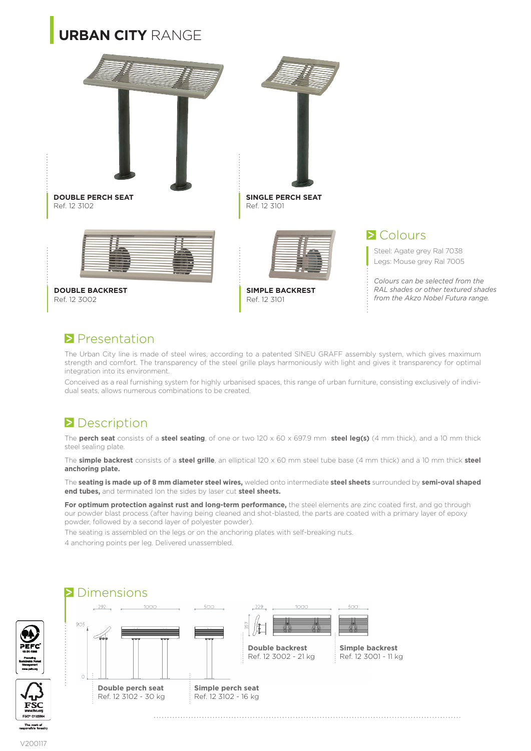# **URBAN CITY** RANGE

**DOUBLE PERCH SEAT**
Ref. 12 3102

**SINGLE PERCH SEAT**
Ref. 12 3101

**DOUBLE BACKREST**
Ref. 12 3002

**SIMPLE BACKREST**
Ref. 12 3101

## Colours

Steel: Agate grey Ral 7038
Legs: Mouse grey Ral 7005

*Colours can be selected from the RAL shades or other textured shades from the Akzo Nobel Futura range.*

## Presentation

The Urban City line is made of steel wires, according to a patented SINEU GRAFF assembly system, which gives maximum strength and comfort. The transparency of the steel grille plays harmoniously with light and gives it transparency for optimal integration into its environment.

Conceived as a real furnishing system for highly urbanised spaces, this range of urban furniture, consisting exclusively of individual seats, allows numerous combinations to be created.

## Description

The **perch seat** consists of a **steel seating**, of one or two 120 x 60 x 697.9 mm **steel leg(s)** (4 mm thick), and a 10 mm thick steel sealing plate.

The **simple backrest** consists of a **steel grille**, an elliptical 120 x 60 mm steel tube base (4 mm thick) and a 10 mm thick **steel anchoring plate.**

The **seating is made up of 8 mm diameter steel wires,** welded onto intermediate **steel sheets** surrounded by **semi-oval shaped end tubes,** and terminated lon the sides by laser cut **steel sheets.**

**For optimum protection against rust and long-term performance,** the steel elements are zinc coated first, and go through our powder blast process (after having being cleaned and shot-blasted, the parts are coated with a primary layer of epoxy powder, followed by a second layer of polyester powder).

The seating is assembled on the legs or on the anchoring plates with self-breaking nuts.

4 anchoring points per leg. Delivered unassembled.

## Dimensions

292
1000
500
905
0
229
1000
500
357

**Double perch seat**
Ref. 12 3102 - 30 kg

**Simple perch seat**
Ref. 12 3102 - 16 kg

**Double backrest**
Ref. 12 3002 - 21 kg

**Simple backrest**
Ref. 12 3001 - 11 kg

PEFC 10-31-1866 Promoting Sustainable Forest Management www.pefc.org

FSC www.fsc.org FSC® C122064 The mark of responsible forestry

V200117